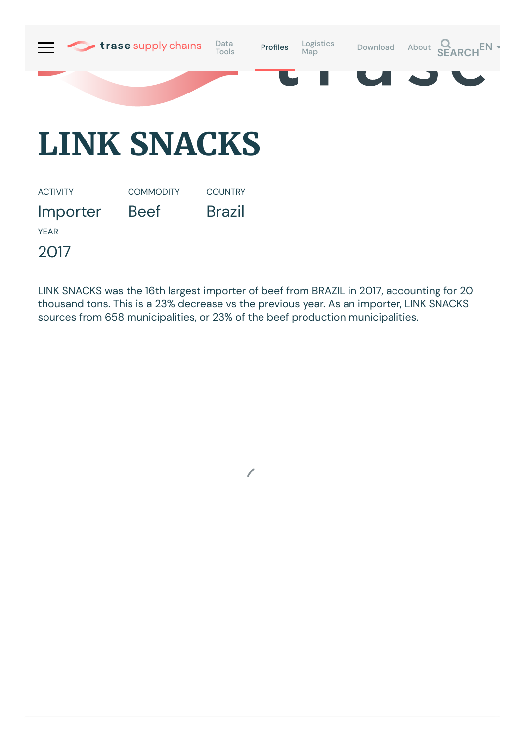# LINK SNACKS

ACTIVITY
Importer

COMMODITY
Beef

COUNTRY
Brazil

YEAR
2017

LINK SNACKS was the 16th largest importer of beef from BRAZIL in 2017, accounting for 20 thousand tons. This is a 23% decrease vs the previous year. As an importer, LINK SNACKS sources from 658 municipalities, or 23% of the beef production municipalities.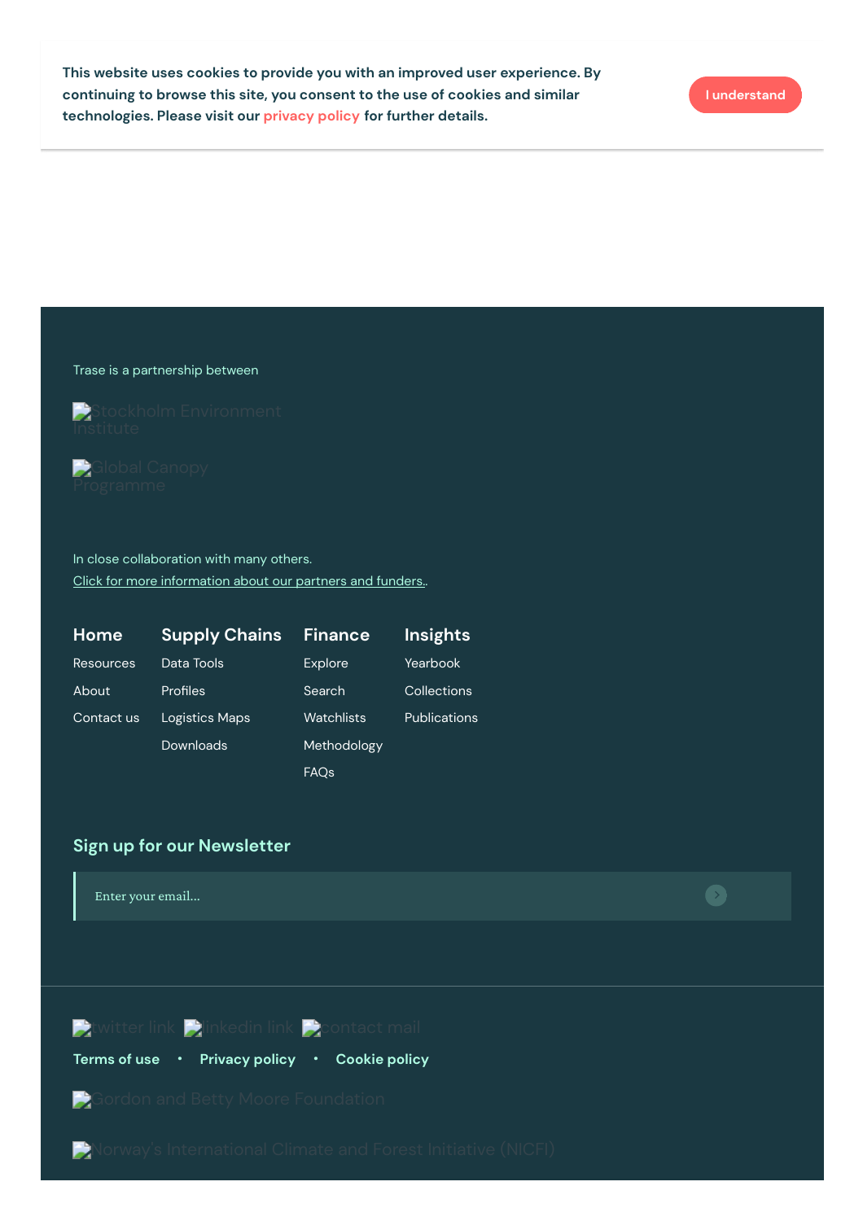This website uses cookies to provide you with an improved user experience. By continuing to browse this site, you consent to the use of cookies and similar technologies. Please visit our privacy policy for further details.

I understand

Trase is a partnership between

Stockholm Environment Institute

Global Canopy Programme

In close collaboration with many others.
Click for more information about our partners and funders..

**Home**
- Resources
- About
- Contact us

**Supply Chains**
- Data Tools
- Profiles
- Logistics Maps
- Downloads

**Finance**
- Explore
- Search
- Watchlists
- Methodology
- FAQs

**Insights**
- Yearbook
- Collections
- Publications

## Sign up for our Newsletter

Enter your email...

twitter link linkedin link contact mail

Terms of use • Privacy policy • Cookie policy

Gordon and Betty Moore Foundation

Norway's International Climate and Forest Initiative (NICFI)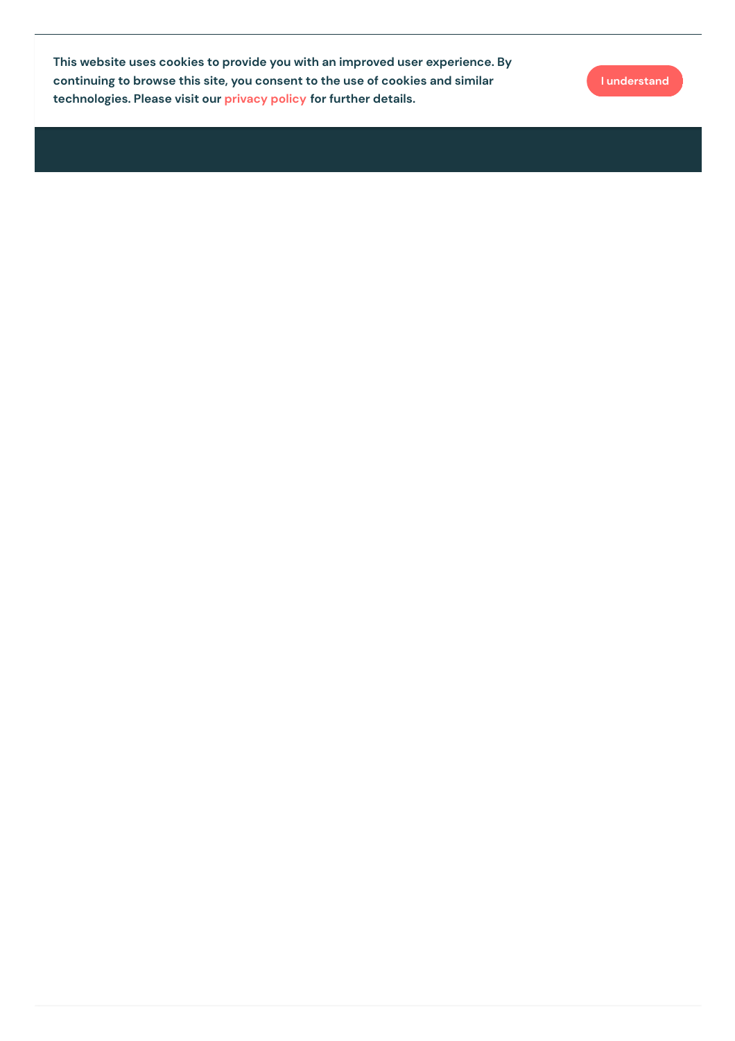This website uses cookies to provide you with an improved user experience. By continuing to browse this site, you consent to the use of cookies and similar technologies. Please visit our privacy policy for further details.

I understand